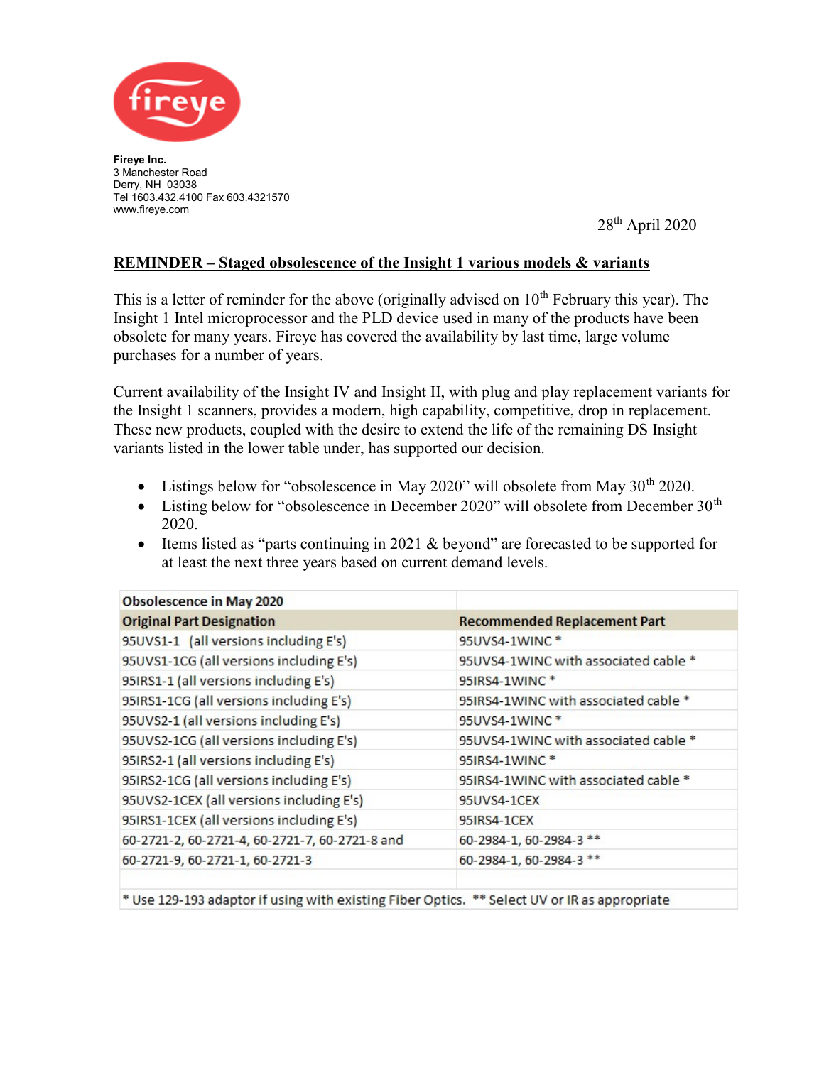**Fireye Inc.**
3 Manchester Road
Derry, NH 03038
Tel 1603.432.4100 Fax 603.4321570
www.fireye.com

28th April 2020

## REMINDER – Staged obsolescence of the Insight 1 various models & variants

This is a letter of reminder for the above (originally advised on 10th February this year). The Insight 1 Intel microprocessor and the PLD device used in many of the products have been obsolete for many years. Fireye has covered the availability by last time, large volume purchases for a number of years.

Current availability of the Insight IV and Insight II, with plug and play replacement variants for the Insight 1 scanners, provides a modern, high capability, competitive, drop in replacement. These new products, coupled with the desire to extend the life of the remaining DS Insight variants listed in the lower table under, has supported our decision.

- Listings below for "obsolescence in May 2020" will obsolete from May 30th 2020.
- Listing below for "obsolescence in December 2020" will obsolete from December 30th 2020.
- Items listed as "parts continuing in 2021 & beyond" are forecasted to be supported for at least the next three years based on current demand levels.

| **Obsolescence in May 2020** | |
|---|---|
| **Original Part Designation** | **Recommended Replacement Part** |
| 95UVS1-1 (all versions including E's) | 95UVS4-1WINC * |
| 95UVS1-1CG (all versions including E's) | 95UVS4-1WINC with associated cable * |
| 95IRS1-1 (all versions including E's) | 95IRS4-1WINC * |
| 95IRS1-1CG (all versions including E's) | 95IRS4-1WINC with associated cable * |
| 95UVS2-1 (all versions including E's) | 95UVS4-1WINC * |
| 95UVS2-1CG (all versions including E's) | 95UVS4-1WINC with associated cable * |
| 95IRS2-1 (all versions including E's) | 95IRS4-1WINC * |
| 95IRS2-1CG (all versions including E's) | 95IRS4-1WINC with associated cable * |
| 95UVS2-1CEX (all versions including E's) | 95UVS4-1CEX |
| 95IRS1-1CEX (all versions including E's) | 95IRS4-1CEX |
| 60-2721-2, 60-2721-4, 60-2721-7, 60-2721-8 and | 60-2984-1, 60-2984-3 ** |
| 60-2721-9, 60-2721-1, 60-2721-3 | 60-2984-1, 60-2984-3 ** |
| | |
| * Use 129-193 adaptor if using with existing Fiber Optics. ** Select UV or IR as appropriate | |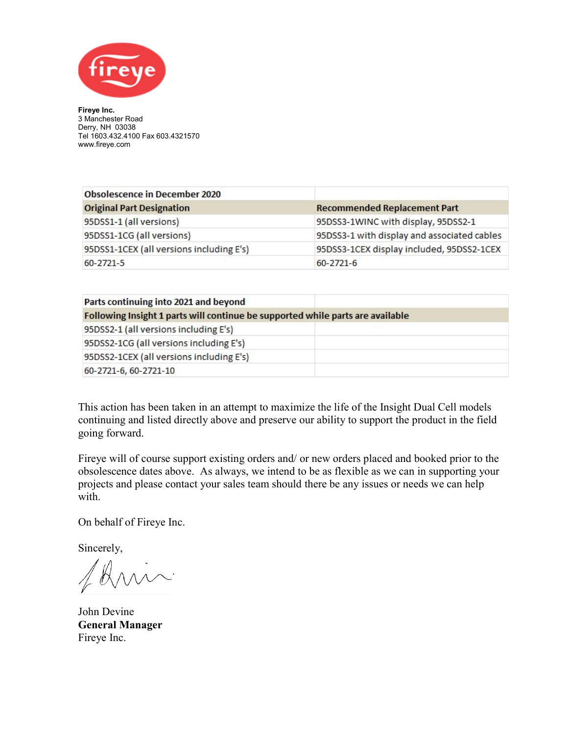**Fireye Inc.**
3 Manchester Road
Derry, NH 03038
Tel 1603.432.4100 Fax 603.4321570
www.fireye.com

| Obsolescence in December 2020 | |
|---|---|
| **Original Part Designation** | **Recommended Replacement Part** |
| 95DSS1-1 (all versions) | 95DSS3-1WINC with display, 95DSS2-1 |
| 95DSS1-1CG (all versions) | 95DSS3-1 with display and associated cables |
| 95DSS1-1CEX (all versions including E's) | 95DSS3-1CEX display included, 95DSS2-1CEX |
| 60-2721-5 | 60-2721-6 |

| Parts continuing into 2021 and beyond | |
|---|---|
| **Following Insight 1 parts will continue be supported while parts are available** | |
| 95DSS2-1 (all versions including E's) | |
| 95DSS2-1CG (all versions including E's) | |
| 95DSS2-1CEX (all versions including E's) | |
| 60-2721-6, 60-2721-10 | |

This action has been taken in an attempt to maximize the life of the Insight Dual Cell models continuing and listed directly above and preserve our ability to support the product in the field going forward.

Fireye will of course support existing orders and/ or new orders placed and booked prior to the obsolescence dates above. As always, we intend to be as flexible as we can in supporting your projects and please contact your sales team should there be any issues or needs we can help with.

On behalf of Fireye Inc.

Sincerely,

John Devine
**General Manager**
Fireye Inc.